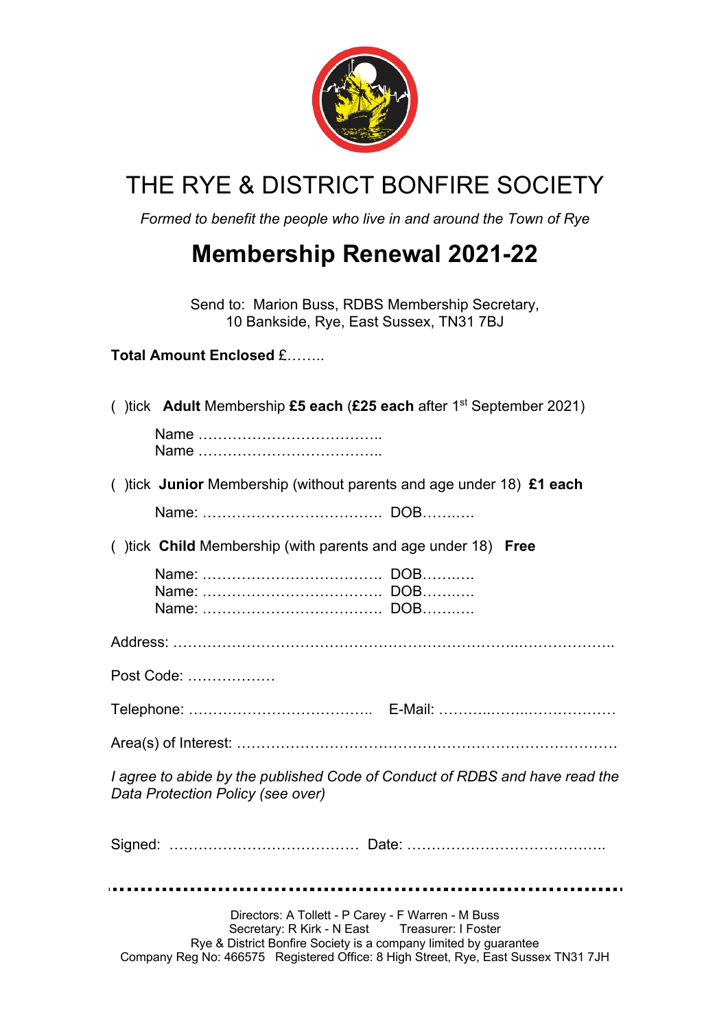# THE RYE & DISTRICT BONFIRE SOCIETY

*Formed to benefit the people who live in and around the Town of Rye*

## Membership Renewal 2021-22

Send to: Marion Buss, RDBS Membership Secretary,
10 Bankside, Rye, East Sussex, TN31 7BJ

**Total Amount Enclosed** £……..

( )tick **Adult** Membership **£5 each** (**£25 each** after 1st September 2021)

Name ………………………………..
Name ………………………………..

( )tick **Junior** Membership (without parents and age under 18) **£1 each**

Name: ………………………………. DOB………..

( )tick **Child** Membership (with parents and age under 18) **Free**

Name: ………………………………. DOB………..
Name: ………………………………. DOB………..
Name: ………………………………. DOB………..

Address: ………………………………………………………..………………..

Post Code: ………………

Telephone: ……………………………….. E-Mail: ………..……..………………

Area(s) of Interest: …………………………………………………………………

*I agree to abide by the published Code of Conduct of RDBS and have read the Data Protection Policy (see over)*

Signed: ………………………………… Date: …………………………………..

---

Directors: A Tollett - P Carey - F Warren - M Buss
Secretary: R Kirk - N East Treasurer: I Foster
Rye & District Bonfire Society is a company limited by guarantee
Company Reg No: 466575 Registered Office: 8 High Street, Rye, East Sussex TN31 7JH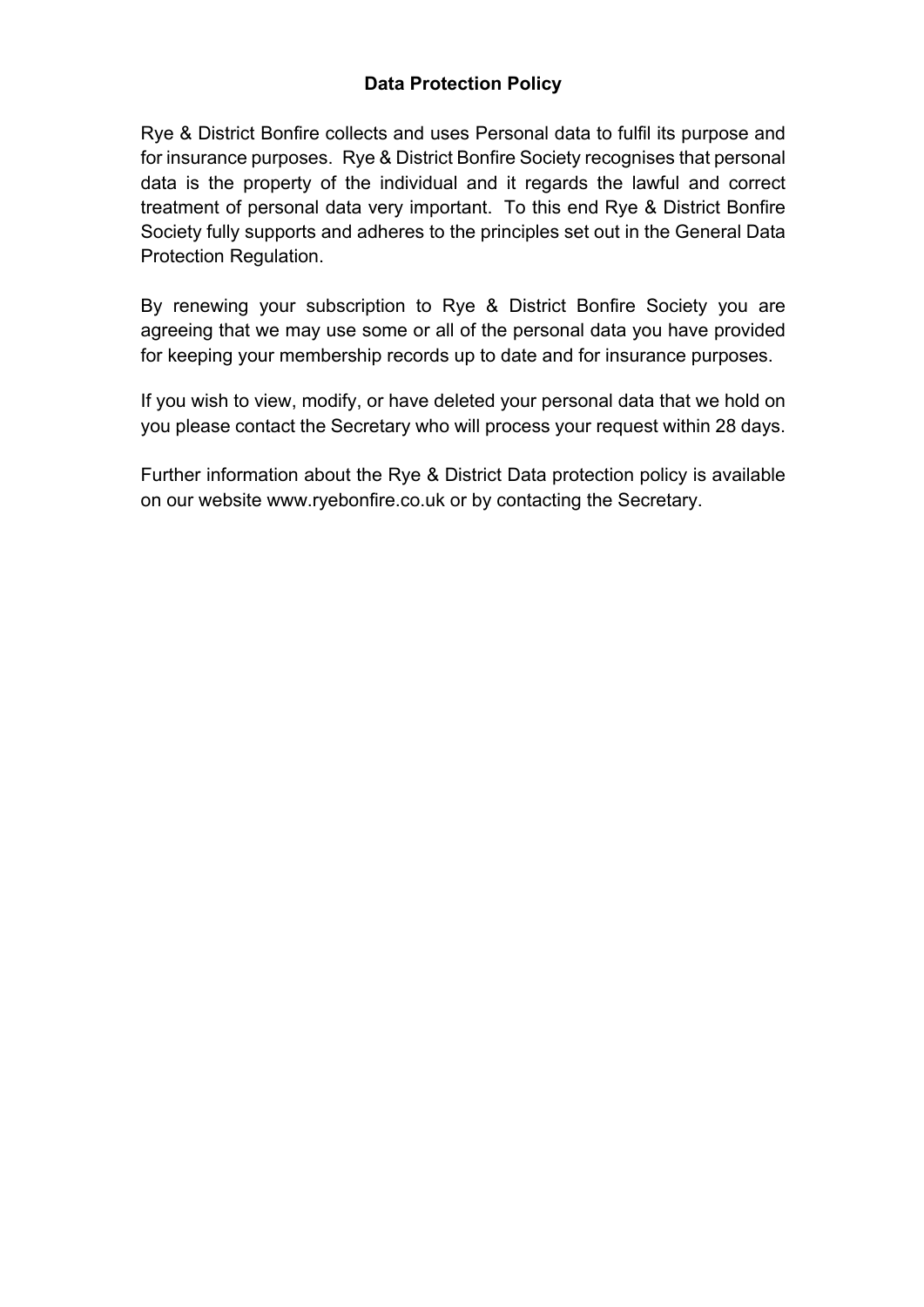**Data Protection Policy**

Rye & District Bonfire collects and uses Personal data to fulfil its purpose and for insurance purposes. Rye & District Bonfire Society recognises that personal data is the property of the individual and it regards the lawful and correct treatment of personal data very important. To this end Rye & District Bonfire Society fully supports and adheres to the principles set out in the General Data Protection Regulation.

By renewing your subscription to Rye & District Bonfire Society you are agreeing that we may use some or all of the personal data you have provided for keeping your membership records up to date and for insurance purposes.

If you wish to view, modify, or have deleted your personal data that we hold on you please contact the Secretary who will process your request within 28 days.

Further information about the Rye & District Data protection policy is available on our website www.ryebonfire.co.uk or by contacting the Secretary.